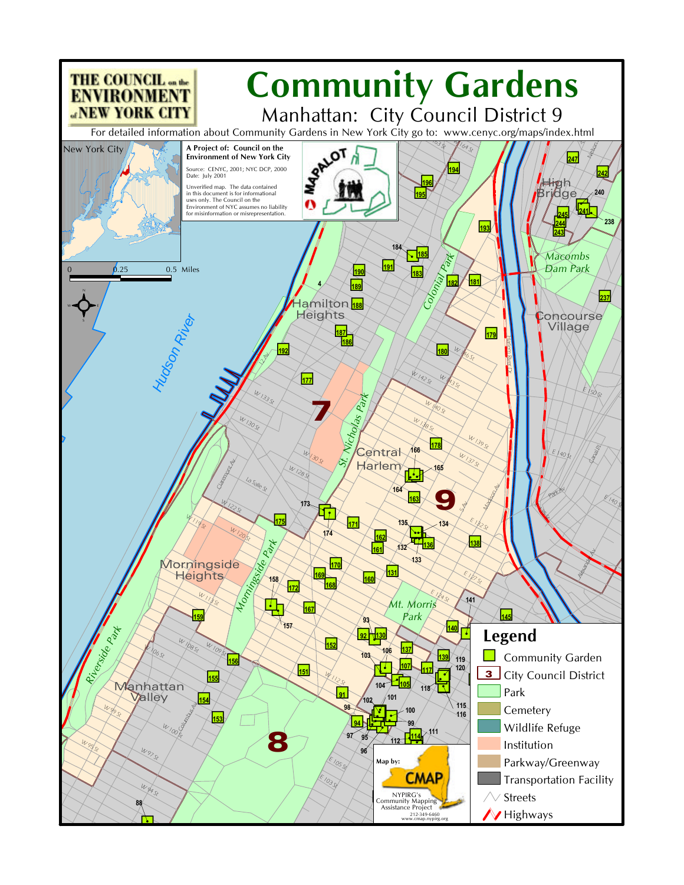# Community Gardens

## Manhattan: City Council District 9

THE COUNCIL on the ENVIRONMENT of NEW YORK CITY

For detailed information about Community Gardens in New York City go to: www.cenyc.org/maps/index.html

**A Project of: Council on the Environment of New York City**

Source: CENYC, 2001; NYC DCP, 2000
Date: July 2001

Unverified map. The data contained in this document is for informational uses only. The Council on the Environment of NYC assumes no liability for misinformation or misrepresentation.

New York City

0 0.25 0.5 Miles

MAPALOT

Hudson River

Hamilton Heights

Central Harlem

Morningside Heights

Manhattan Valley

High Bridge

Macombs Dam Park

Concourse Village

Colonial Park

St. Nicholas Park

Morningside Park

Mt. Morris Park

Riverside Park

7

9

8

## Legend

- Community Garden
- City Council District
- Park
- Cemetery
- Wildlife Refuge
- Institution
- Parkway/Greenway
- Transportation Facility
- Streets
- Highways

Map by: CMAP
NYPIRG's Community Mapping Assistance Project
212-349-6460
www.cmap.nypirg.org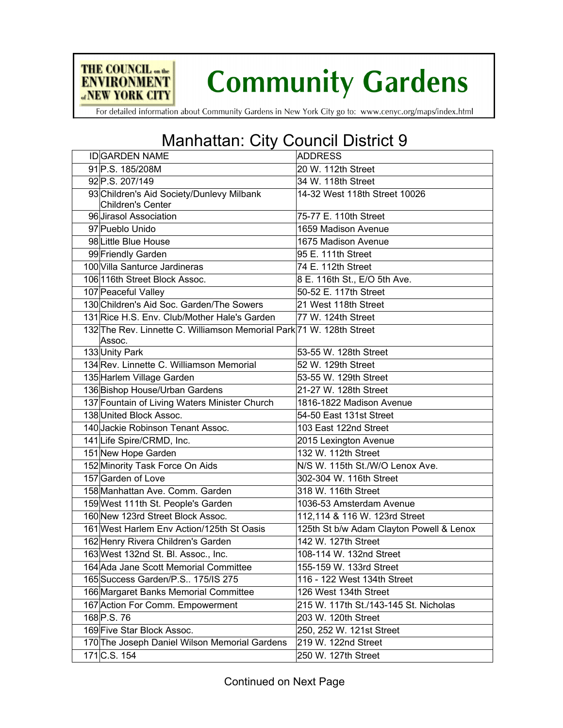# Community Gardens

For detailed information about Community Gardens in New York City go to: www.cenyc.org/maps/index.html

## Manhattan: City Council District 9

| ID | GARDEN NAME | ADDRESS |
|---|---|---|
| 91 | P.S. 185/208M | 20 W. 112th Street |
| 92 | P.S. 207/149 | 34 W. 118th Street |
| 93 | Children's Aid Society/Dunlevy Milbank Children's Center | 14-32 West 118th Street 10026 |
| 96 | Jirasol Association | 75-77 E. 110th Street |
| 97 | Pueblo Unido | 1659 Madison Avenue |
| 98 | Little Blue House | 1675 Madison Avenue |
| 99 | Friendly Garden | 95 E. 111th Street |
| 100 | Villa Santurce Jardineras | 74 E. 112th Street |
| 106 | 116th Street Block Assoc. | 8 E. 116th St., E/O 5th Ave. |
| 107 | Peaceful Valley | 50-52 E. 117th Street |
| 130 | Children's Aid Soc. Garden/The Sowers | 21 West 118th Street |
| 131 | Rice H.S. Env. Club/Mother Hale's Garden | 77 W. 124th Street |
| 132 | The Rev. Linnette C. Williamson Memorial Park Assoc. | 71 W. 128th Street |
| 133 | Unity Park | 53-55 W. 128th Street |
| 134 | Rev. Linnette C. Williamson Memorial | 52 W. 129th Street |
| 135 | Harlem Village Garden | 53-55 W. 129th Street |
| 136 | Bishop House/Urban Gardens | 21-27 W. 128th Street |
| 137 | Fountain of Living Waters Minister Church | 1816-1822 Madison Avenue |
| 138 | United Block Assoc. | 54-50 East 131st Street |
| 140 | Jackie Robinson Tenant Assoc. | 103 East 122nd Street |
| 141 | Life Spire/CRMD, Inc. | 2015 Lexington Avenue |
| 151 | New Hope Garden | 132 W. 112th Street |
| 152 | Minority Task Force On Aids | N/S W. 115th St./W/O Lenox Ave. |
| 157 | Garden of Love | 302-304 W. 116th Street |
| 158 | Manhattan Ave. Comm. Garden | 318 W. 116th Street |
| 159 | West 111th St. People's Garden | 1036-53 Amsterdam Avenue |
| 160 | New 123rd Street Block Assoc. | 112,114 & 116 W. 123rd Street |
| 161 | West Harlem Env Action/125th St Oasis | 125th St b/w Adam Clayton Powell & Lenox |
| 162 | Henry Rivera Children's Garden | 142 W. 127th Street |
| 163 | West 132nd St. Bl. Assoc., Inc. | 108-114 W. 132nd Street |
| 164 | Ada Jane Scott Memorial Committee | 155-159 W. 133rd Street |
| 165 | Success Garden/P.S.. 175/IS 275 | 116 - 122 West 134th Street |
| 166 | Margaret Banks Memorial Committee | 126 West 134th Street |
| 167 | Action For Comm. Empowerment | 215 W. 117th St./143-145 St. Nicholas |
| 168 | P.S. 76 | 203 W. 120th Street |
| 169 | Five Star Block Assoc. | 250, 252 W. 121st Street |
| 170 | The Joseph Daniel Wilson Memorial Gardens | 219 W. 122nd Street |
| 171 | C.S. 154 | 250 W. 127th Street |

Continued on Next Page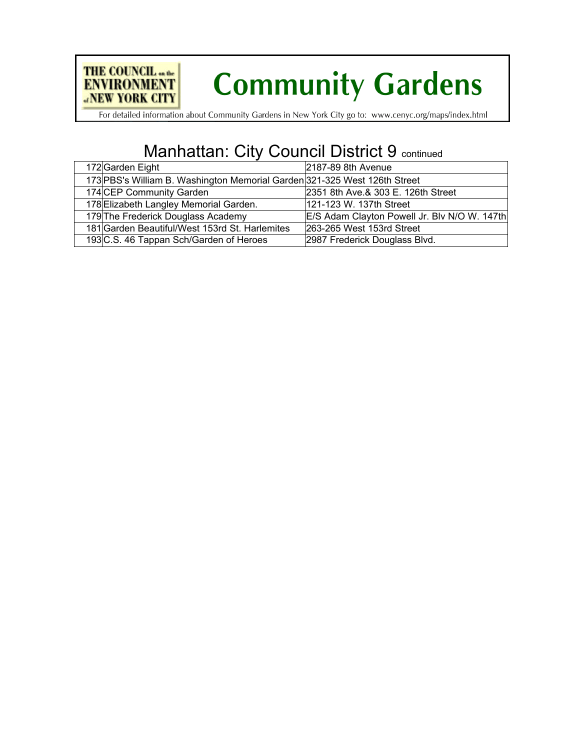THE COUNCIL on the ENVIRONMENT of NEW YORK CITY

# Community Gardens

For detailed information about Community Gardens in New York City go to: www.cenyc.org/maps/index.html

## Manhattan: City Council District 9 continued

| | | |
|---|---|---|
| 172 | Garden Eight | 2187-89 8th Avenue |
| 173 | PBS's William B. Washington Memorial Garden | 321-325 West 126th Street |
| 174 | CEP Community Garden | 2351 8th Ave.& 303 E. 126th Street |
| 178 | Elizabeth Langley Memorial Garden. | 121-123 W. 137th Street |
| 179 | The Frederick Douglass Academy | E/S Adam Clayton Powell Jr. Blv N/O W. 147th |
| 181 | Garden Beautiful/West 153rd St. Harlemites | 263-265 West 153rd Street |
| 193 | C.S. 46 Tappan Sch/Garden of Heroes | 2987 Frederick Douglass Blvd. |